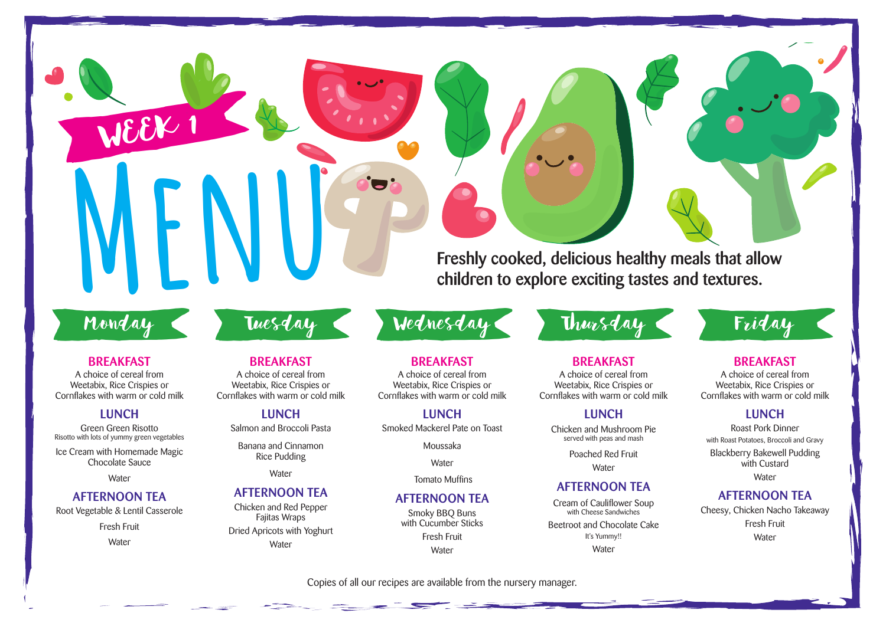# WEEK 1 MENU

Freshly cooked, delicious healthy meals that allow children to explore exciting tastes and textures.

## Monday

### BREAKFAST

A choice of cereal from Weetabix, Rice Crispies or Cornflakes with warm or cold milk

### LUNCH

Green Green Risotto
Risotto with lots of yummy green vegetables

Ice Cream with Homemade Magic Chocolate Sauce

Water

### AFTERNOON TEA

Root Vegetable & Lentil Casserole

Fresh Fruit

Water

## Tuesday

### BREAKFAST

A choice of cereal from Weetabix, Rice Crispies or Cornflakes with warm or cold milk

### LUNCH

Salmon and Broccoli Pasta

Banana and Cinnamon Rice Pudding

Water

### AFTERNOON TEA

Chicken and Red Pepper Fajitas Wraps

Dried Apricots with Yoghurt

Water

## Wednesday

### BREAKFAST

A choice of cereal from Weetabix, Rice Crispies or Cornflakes with warm or cold milk

### LUNCH

Smoked Mackerel Pate on Toast

Moussaka

Water

Tomato Muffins

### AFTERNOON TEA

Smoky BBQ Buns with Cucumber Sticks

Fresh Fruit

Water

## Thursday

### BREAKFAST

A choice of cereal from Weetabix, Rice Crispies or Cornflakes with warm or cold milk

### LUNCH

Chicken and Mushroom Pie
served with peas and mash

Poached Red Fruit

Water

### AFTERNOON TEA

Cream of Cauliflower Soup
with Cheese Sandwiches

Beetroot and Chocolate Cake
It's Yummy!!

Water

## Friday

### BREAKFAST

A choice of cereal from Weetabix, Rice Crispies or Cornflakes with warm or cold milk

### LUNCH

Roast Pork Dinner
with Roast Potatoes, Broccoli and Gravy

Blackberry Bakewell Pudding with Custard

Water

### AFTERNOON TEA

Cheesy, Chicken Nacho Takeaway

Fresh Fruit

Water

Copies of all our recipes are available from the nursery manager.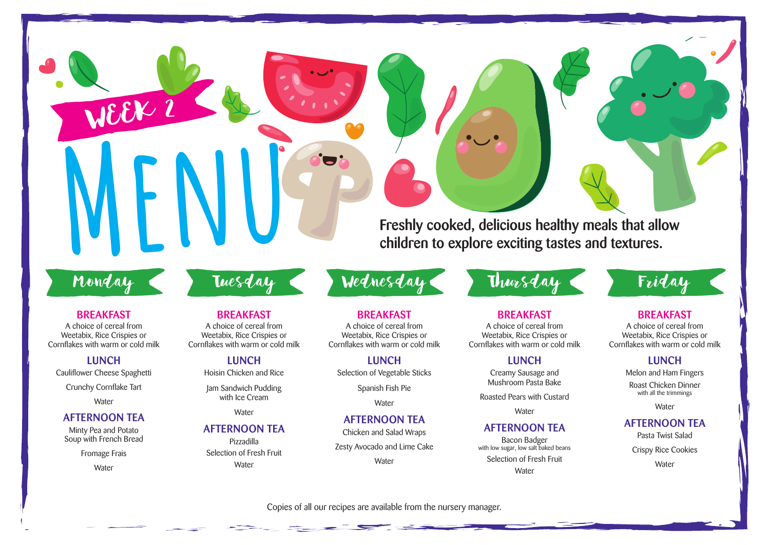# WEEK 2 MENU

Freshly cooked, delicious healthy meals that allow children to explore exciting tastes and textures.

## Monday

### BREAKFAST

A choice of cereal from Weetabix, Rice Crispies or Cornflakes with warm or cold milk

### LUNCH

Cauliflower Cheese Spaghetti

Crunchy Cornflake Tart

Water

### AFTERNOON TEA

Minty Pea and Potato Soup with French Bread

Fromage Frais

Water

## Tuesday

### BREAKFAST

A choice of cereal from Weetabix, Rice Crispies or Cornflakes with warm or cold milk

### LUNCH

Hoisin Chicken and Rice

Jam Sandwich Pudding with Ice Cream

Water

### AFTERNOON TEA

Pizzadilla

Selection of Fresh Fruit

Water

## Wednesday

### BREAKFAST

A choice of cereal from Weetabix, Rice Crispies or Cornflakes with warm or cold milk

### LUNCH

Selection of Vegetable Sticks

Spanish Fish Pie

Water

### AFTERNOON TEA

Chicken and Salad Wraps

Zesty Avocado and Lime Cake

Water

## Thursday

### BREAKFAST

A choice of cereal from Weetabix, Rice Crispies or Cornflakes with warm or cold milk

### LUNCH

Creamy Sausage and Mushroom Pasta Bake

Roasted Pears with Custard

Water

### AFTERNOON TEA

Bacon Badger with low sugar, low salt baked beans

Selection of Fresh Fruit

Water

## Friday

### BREAKFAST

A choice of cereal from Weetabix, Rice Crispies or Cornflakes with warm or cold milk

### LUNCH

Melon and Ham Fingers

Roast Chicken Dinner with all the trimmings

Water

### AFTERNOON TEA

Pasta Twist Salad

Crispy Rice Cookies

Water

Copies of all our recipes are available from the nursery manager.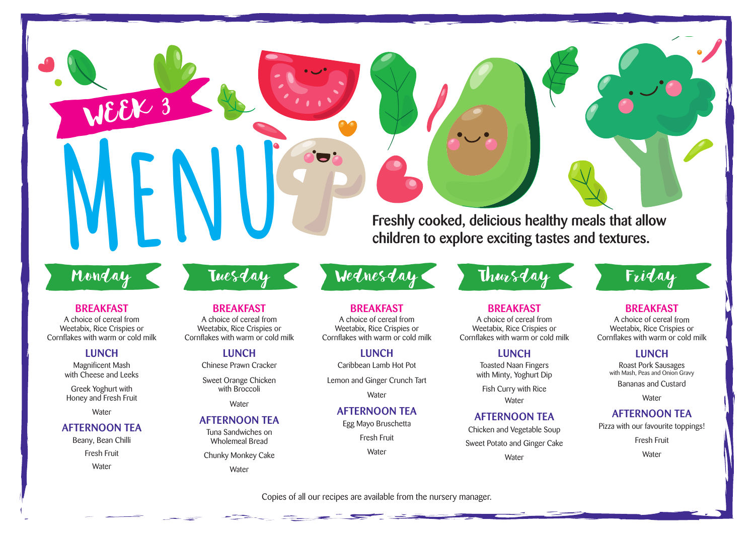# WEEK 3 MENU

Freshly cooked, delicious healthy meals that allow children to explore exciting tastes and textures.

## Monday

### BREAKFAST
A choice of cereal from Weetabix, Rice Crispies or Cornflakes with warm or cold milk

### LUNCH
Magnificent Mash with Cheese and Leeks

Greek Yoghurt with Honey and Fresh Fruit

Water

### AFTERNOON TEA
Beany, Bean Chilli

Fresh Fruit

Water

## Tuesday

### BREAKFAST
A choice of cereal from Weetabix, Rice Crispies or Cornflakes with warm or cold milk

### LUNCH
Chinese Prawn Cracker

Sweet Orange Chicken with Broccoli

Water

### AFTERNOON TEA
Tuna Sandwiches on Wholemeal Bread

Chunky Monkey Cake

Water

## Wednesday

### BREAKFAST
A choice of cereal from Weetabix, Rice Crispies or Cornflakes with warm or cold milk

### LUNCH
Caribbean Lamb Hot Pot

Lemon and Ginger Crunch Tart

Water

### AFTERNOON TEA
Egg Mayo Bruschetta

Fresh Fruit

Water

## Thursday

### BREAKFAST
A choice of cereal from Weetabix, Rice Crispies or Cornflakes with warm or cold milk

### LUNCH
Toasted Naan Fingers with Minty, Yoghurt Dip

Fish Curry with Rice

Water

### AFTERNOON TEA
Chicken and Vegetable Soup

Sweet Potato and Ginger Cake

Water

## Friday

### BREAKFAST
A choice of cereal from Weetabix, Rice Crispies or Cornflakes with warm or cold milk

### LUNCH
Roast Pork Sausages with Mash, Peas and Onion Gravy

Bananas and Custard

Water

### AFTERNOON TEA
Pizza with our favourite toppings!

Fresh Fruit

Water

Copies of all our recipes are available from the nursery manager.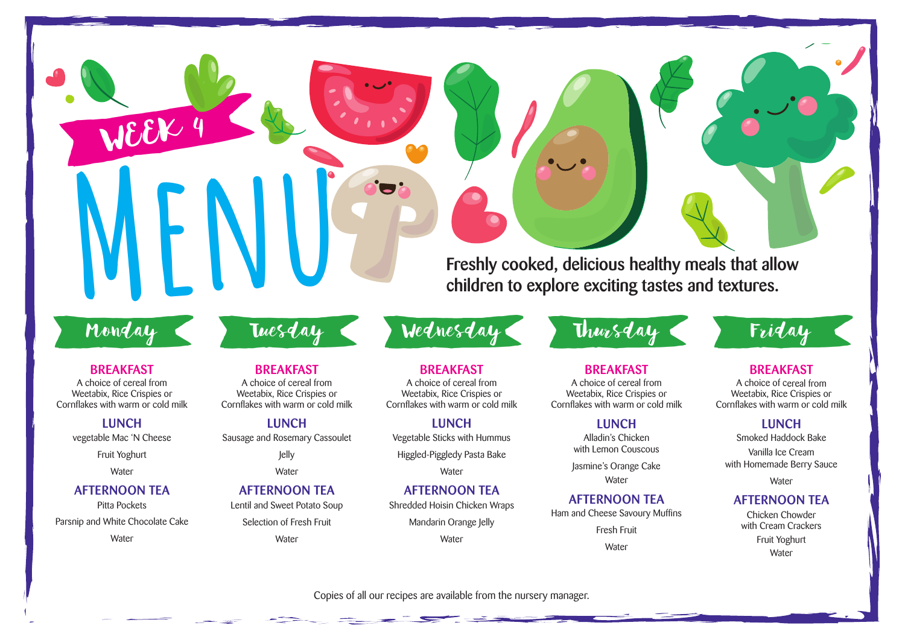# WEEK 4 MENU

Freshly cooked, delicious healthy meals that allow children to explore exciting tastes and textures.

## Monday

### BREAKFAST

A choice of cereal from Weetabix, Rice Crispies or Cornflakes with warm or cold milk

### LUNCH

vegetable Mac 'N Cheese

Fruit Yoghurt

Water

### AFTERNOON TEA

Pitta Pockets

Parsnip and White Chocolate Cake

Water

## Tuesday

### BREAKFAST

A choice of cereal from Weetabix, Rice Crispies or Cornflakes with warm or cold milk

### LUNCH

Sausage and Rosemary Cassoulet

Jelly

Water

### AFTERNOON TEA

Lentil and Sweet Potato Soup

Selection of Fresh Fruit

Water

## Wednesday

### BREAKFAST

A choice of cereal from Weetabix, Rice Crispies or Cornflakes with warm or cold milk

### LUNCH

Vegetable Sticks with Hummus

Higgled-Piggledy Pasta Bake

Water

### AFTERNOON TEA

Shredded Hoisin Chicken Wraps

Mandarin Orange Jelly

Water

## Thursday

### BREAKFAST

A choice of cereal from Weetabix, Rice Crispies or Cornflakes with warm or cold milk

### LUNCH

Alladin's Chicken with Lemon Couscous

Jasmine's Orange Cake

Water

### AFTERNOON TEA

Ham and Cheese Savoury Muffins

Fresh Fruit

Water

## Friday

### BREAKFAST

A choice of cereal from Weetabix, Rice Crispies or Cornflakes with warm or cold milk

### LUNCH

Smoked Haddock Bake

Vanilla Ice Cream with Homemade Berry Sauce

Water

### AFTERNOON TEA

Chicken Chowder with Cream Crackers

Fruit Yoghurt

Water

Copies of all our recipes are available from the nursery manager.